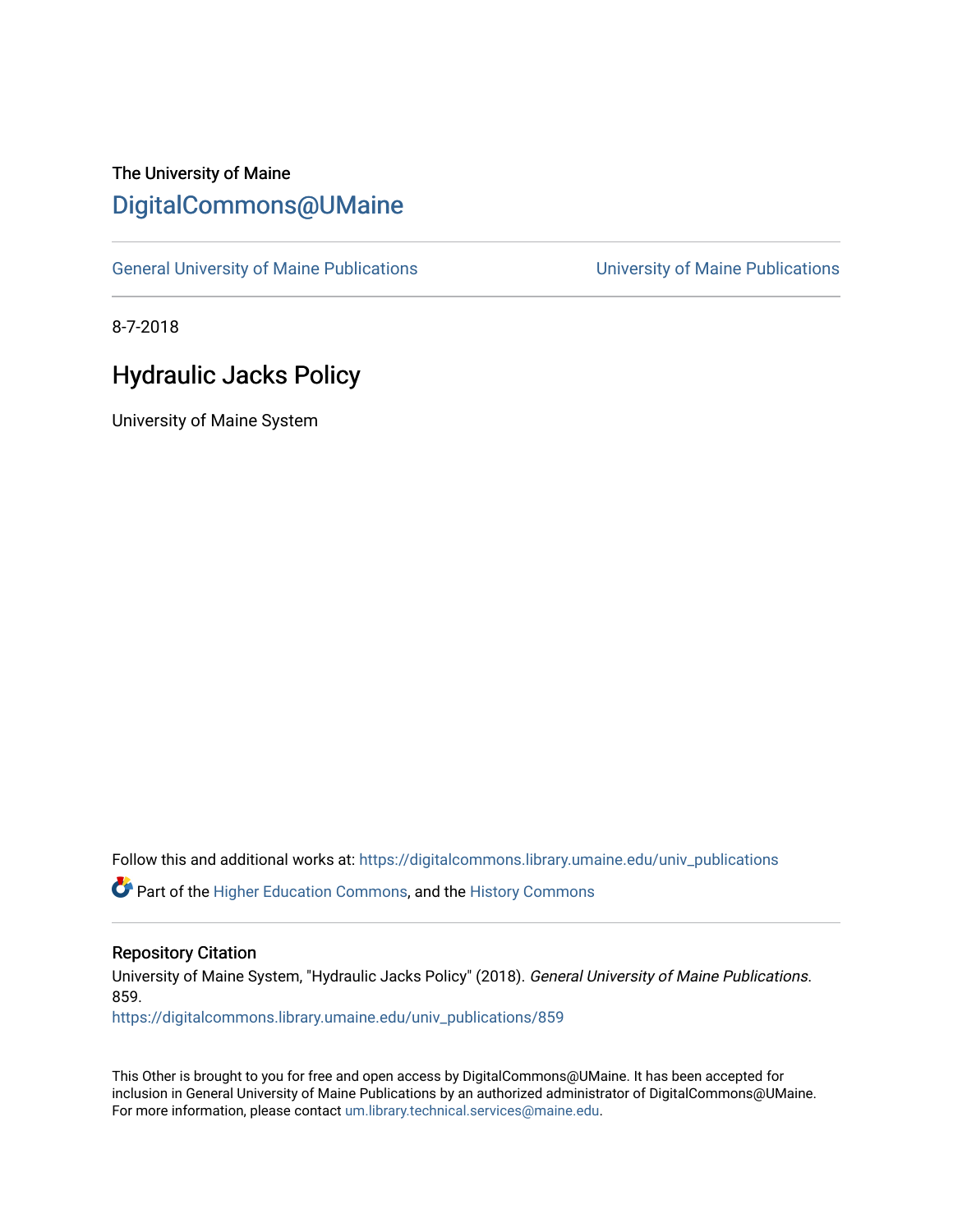The University of Maine

## DigitalCommons@UMaine

General University of Maine Publications | University of Maine Publications

8-7-2018

# Hydraulic Jacks Policy

University of Maine System

Follow this and additional works at: https://digitalcommons.library.umaine.edu/univ_publications

Part of the Higher Education Commons, and the History Commons

### Repository Citation

University of Maine System, "Hydraulic Jacks Policy" (2018). *General University of Maine Publications*. 859.
https://digitalcommons.library.umaine.edu/univ_publications/859

This Other is brought to you for free and open access by DigitalCommons@UMaine. It has been accepted for inclusion in General University of Maine Publications by an authorized administrator of DigitalCommons@UMaine. For more information, please contact um.library.technical.services@maine.edu.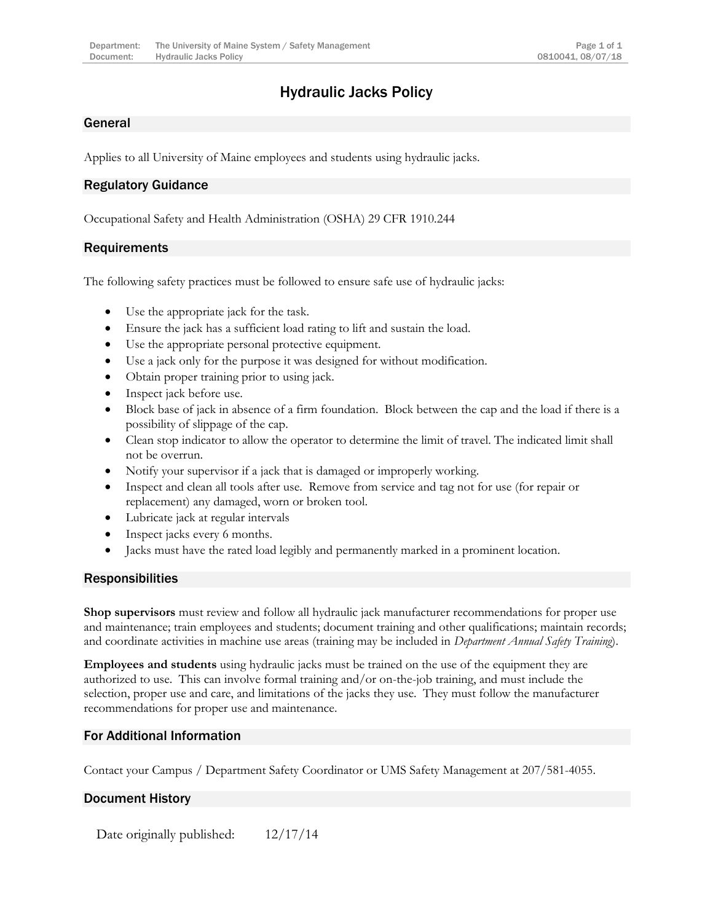# Hydraulic Jacks Policy

## General

Applies to all University of Maine employees and students using hydraulic jacks.

## Regulatory Guidance

Occupational Safety and Health Administration (OSHA) 29 CFR 1910.244

## Requirements

The following safety practices must be followed to ensure safe use of hydraulic jacks:

- Use the appropriate jack for the task.
- Ensure the jack has a sufficient load rating to lift and sustain the load.
- Use the appropriate personal protective equipment.
- Use a jack only for the purpose it was designed for without modification.
- Obtain proper training prior to using jack.
- Inspect jack before use.
- Block base of jack in absence of a firm foundation. Block between the cap and the load if there is a possibility of slippage of the cap.
- Clean stop indicator to allow the operator to determine the limit of travel. The indicated limit shall not be overrun.
- Notify your supervisor if a jack that is damaged or improperly working.
- Inspect and clean all tools after use. Remove from service and tag not for use (for repair or replacement) any damaged, worn or broken tool.
- Lubricate jack at regular intervals
- Inspect jacks every 6 months.
- Jacks must have the rated load legibly and permanently marked in a prominent location.

## Responsibilities

**Shop supervisors** must review and follow all hydraulic jack manufacturer recommendations for proper use and maintenance; train employees and students; document training and other qualifications; maintain records; and coordinate activities in machine use areas (training may be included in *Department Annual Safety Training*).

**Employees and students** using hydraulic jacks must be trained on the use of the equipment they are authorized to use. This can involve formal training and/or on-the-job training, and must include the selection, proper use and care, and limitations of the jacks they use. They must follow the manufacturer recommendations for proper use and maintenance.

## For Additional Information

Contact your Campus / Department Safety Coordinator or UMS Safety Management at 207/581-4055.

## Document History

Date originally published: 12/17/14